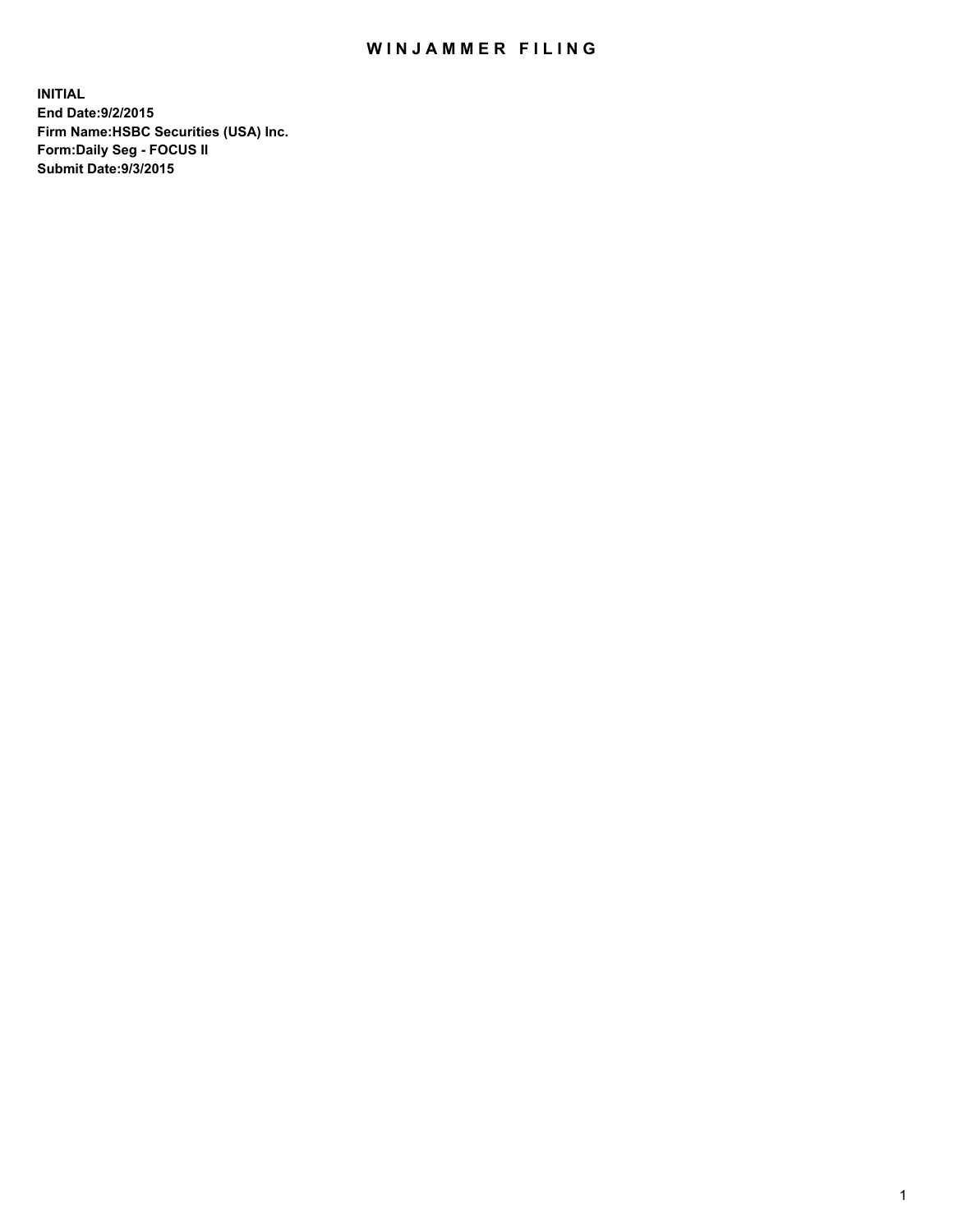# WINJAMMER FILING

**INITIAL**
**End Date:9/2/2015**
**Firm Name:HSBC Securities (USA) Inc.**
**Form:Daily Seg - FOCUS II**
**Submit Date:9/3/2015**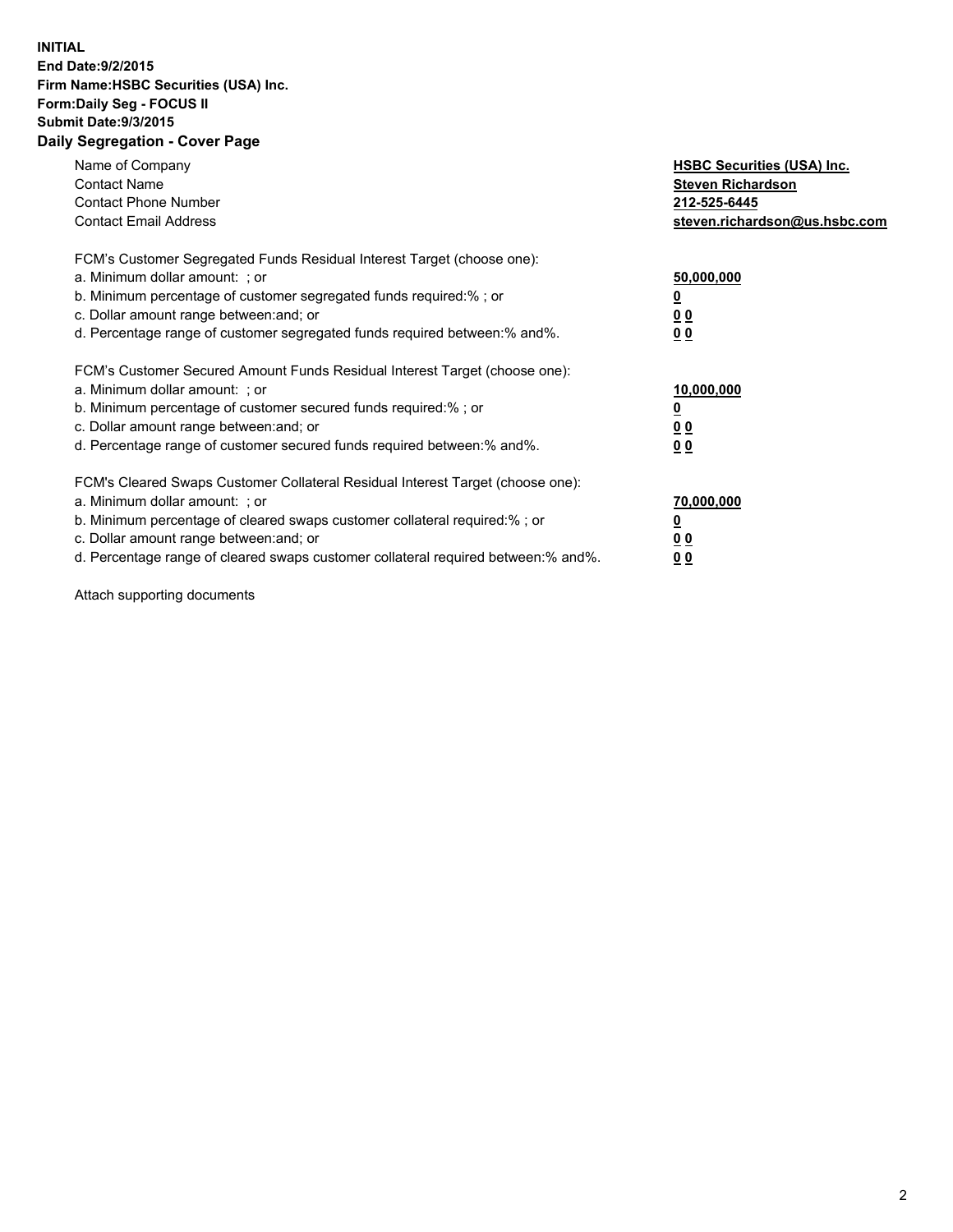**INITIAL**
**End Date:9/2/2015**
**Firm Name:HSBC Securities (USA) Inc.**
**Form:Daily Seg - FOCUS II**
**Submit Date:9/3/2015**

## Daily Segregation - Cover Page

| | |
|---|---|
| Name of Company | **HSBC Securities (USA) Inc.** |
| Contact Name | **Steven Richardson** |
| Contact Phone Number | **212-525-6445** |
| Contact Email Address | **steven.richardson@us.hsbc.com** |

FCM's Customer Segregated Funds Residual Interest Target (choose one):

| | |
|---|---|
| a. Minimum dollar amount: ; or | **50,000,000** |
| b. Minimum percentage of customer segregated funds required:% ; or | **0** |
| c. Dollar amount range between:and; or | **0 0** |
| d. Percentage range of customer segregated funds required between:% and%. | **0 0** |

FCM's Customer Secured Amount Funds Residual Interest Target (choose one):

| | |
|---|---|
| a. Minimum dollar amount: ; or | **10,000,000** |
| b. Minimum percentage of customer secured funds required:% ; or | **0** |
| c. Dollar amount range between:and; or | **0 0** |
| d. Percentage range of customer secured funds required between:% and%. | **0 0** |

FCM's Cleared Swaps Customer Collateral Residual Interest Target (choose one):

| | |
|---|---|
| a. Minimum dollar amount: ; or | **70,000,000** |
| b. Minimum percentage of cleared swaps customer collateral required:% ; or | **0** |
| c. Dollar amount range between:and; or | **0 0** |
| d. Percentage range of cleared swaps customer collateral required between:% and%. | **0 0** |

Attach supporting documents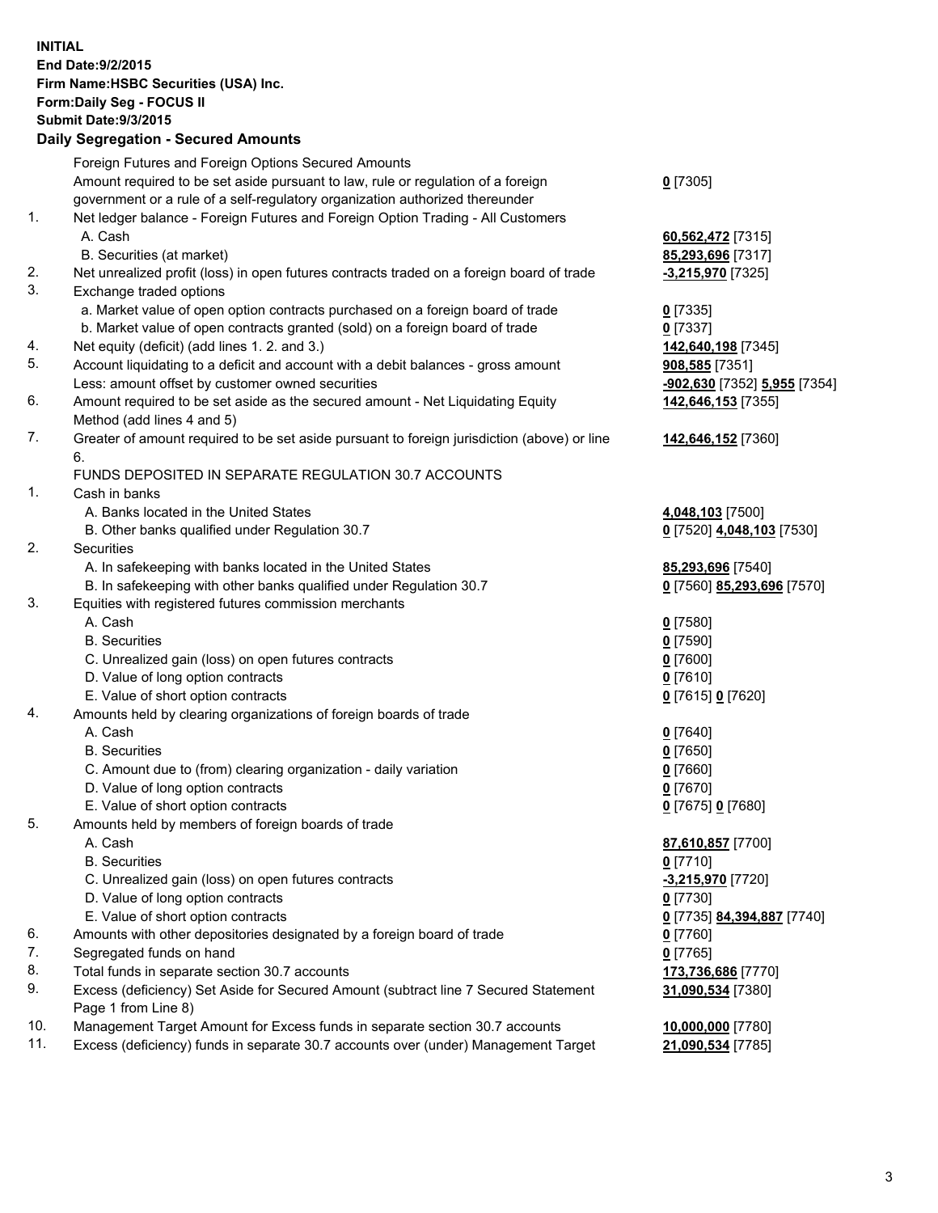**INITIAL**
**End Date:9/2/2015**
**Firm Name:HSBC Securities (USA) Inc.**
**Form:Daily Seg - FOCUS II**
**Submit Date:9/3/2015**

## Daily Segregation - Secured Amounts

| | | |
|---|---|---|
| | Foreign Futures and Foreign Options Secured Amounts | |
| | Amount required to be set aside pursuant to law, rule or regulation of a foreign government or a rule of a self-regulatory organization authorized thereunder | **0** [7305] |
| 1. | Net ledger balance - Foreign Futures and Foreign Option Trading - All Customers | |
| | A. Cash | **60,562,472** [7315] |
| | B. Securities (at market) | **85,293,696** [7317] |
| 2. | Net unrealized profit (loss) in open futures contracts traded on a foreign board of trade | **-3,215,970** [7325] |
| 3. | Exchange traded options | |
| | a. Market value of open option contracts purchased on a foreign board of trade | **0** [7335] |
| | b. Market value of open contracts granted (sold) on a foreign board of trade | **0** [7337] |
| 4. | Net equity (deficit) (add lines 1. 2. and 3.) | **142,640,198** [7345] |
| 5. | Account liquidating to a deficit and account with a debit balances - gross amount | **908,585** [7351] |
| | Less: amount offset by customer owned securities | **-902,630** [7352] **5,955** [7354] |
| 6. | Amount required to be set aside as the secured amount - Net Liquidating Equity Method (add lines 4 and 5) | **142,646,153** [7355] |
| 7. | Greater of amount required to be set aside pursuant to foreign jurisdiction (above) or line 6. | **142,646,152** [7360] |
| | FUNDS DEPOSITED IN SEPARATE REGULATION 30.7 ACCOUNTS | |
| 1. | Cash in banks | |
| | A. Banks located in the United States | **4,048,103** [7500] |
| | B. Other banks qualified under Regulation 30.7 | **0** [7520] **4,048,103** [7530] |
| 2. | Securities | |
| | A. In safekeeping with banks located in the United States | **85,293,696** [7540] |
| | B. In safekeeping with other banks qualified under Regulation 30.7 | **0** [7560] **85,293,696** [7570] |
| 3. | Equities with registered futures commission merchants | |
| | A. Cash | **0** [7580] |
| | B. Securities | **0** [7590] |
| | C. Unrealized gain (loss) on open futures contracts | **0** [7600] |
| | D. Value of long option contracts | **0** [7610] |
| | E. Value of short option contracts | **0** [7615] **0** [7620] |
| 4. | Amounts held by clearing organizations of foreign boards of trade | |
| | A. Cash | **0** [7640] |
| | B. Securities | **0** [7650] |
| | C. Amount due to (from) clearing organization - daily variation | **0** [7660] |
| | D. Value of long option contracts | **0** [7670] |
| | E. Value of short option contracts | **0** [7675] **0** [7680] |
| 5. | Amounts held by members of foreign boards of trade | |
| | A. Cash | **87,610,857** [7700] |
| | B. Securities | **0** [7710] |
| | C. Unrealized gain (loss) on open futures contracts | **-3,215,970** [7720] |
| | D. Value of long option contracts | **0** [7730] |
| | E. Value of short option contracts | **0** [7735] **84,394,887** [7740] |
| 6. | Amounts with other depositories designated by a foreign board of trade | **0** [7760] |
| 7. | Segregated funds on hand | **0** [7765] |
| 8. | Total funds in separate section 30.7 accounts | **173,736,686** [7770] |
| 9. | Excess (deficiency) Set Aside for Secured Amount (subtract line 7 Secured Statement Page 1 from Line 8) | **31,090,534** [7380] |
| 10. | Management Target Amount for Excess funds in separate section 30.7 accounts | **10,000,000** [7780] |
| 11. | Excess (deficiency) funds in separate 30.7 accounts over (under) Management Target | **21,090,534** [7785] |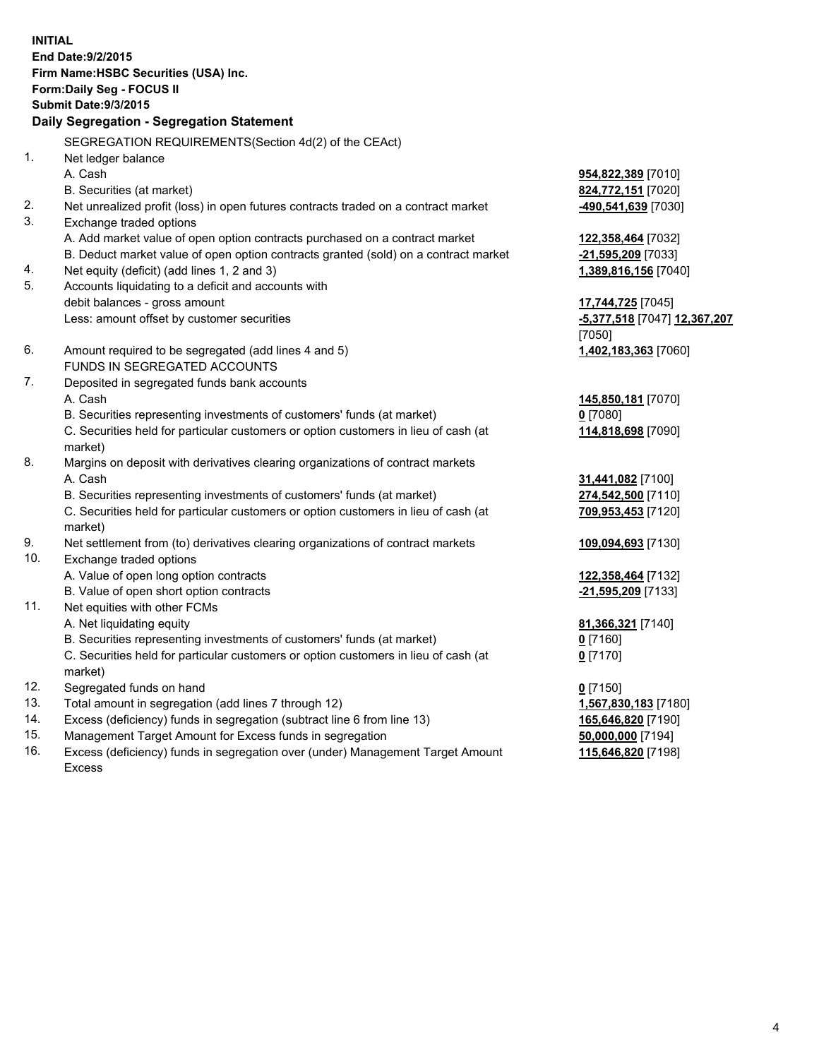**INITIAL**
**End Date:9/2/2015**
**Firm Name:HSBC Securities (USA) Inc.**
**Form:Daily Seg - FOCUS II**
**Submit Date:9/3/2015**

## Daily Segregation - Segregation Statement

SEGREGATION REQUIREMENTS(Section 4d(2) of the CEAct)

| | | |
|---|---|---|
| 1. | Net ledger balance | |
| | A. Cash | **954,822,389** [7010] |
| | B. Securities (at market) | **824,772,151** [7020] |
| 2. | Net unrealized profit (loss) in open futures contracts traded on a contract market | **-490,541,639** [7030] |
| 3. | Exchange traded options | |
| | A. Add market value of open option contracts purchased on a contract market | **122,358,464** [7032] |
| | B. Deduct market value of open option contracts granted (sold) on a contract market | **-21,595,209** [7033] |
| 4. | Net equity (deficit) (add lines 1, 2 and 3) | **1,389,816,156** [7040] |
| 5. | Accounts liquidating to a deficit and accounts with debit balances - gross amount | **17,744,725** [7045] |
| | Less: amount offset by customer securities | **-5,377,518** [7047] **12,367,207** [7050] |
| 6. | Amount required to be segregated (add lines 4 and 5) | **1,402,183,363** [7060] |
| | FUNDS IN SEGREGATED ACCOUNTS | |
| 7. | Deposited in segregated funds bank accounts | |
| | A. Cash | **145,850,181** [7070] |
| | B. Securities representing investments of customers' funds (at market) | **0** [7080] |
| | C. Securities held for particular customers or option customers in lieu of cash (at market) | **114,818,698** [7090] |
| 8. | Margins on deposit with derivatives clearing organizations of contract markets | |
| | A. Cash | **31,441,082** [7100] |
| | B. Securities representing investments of customers' funds (at market) | **274,542,500** [7110] |
| | C. Securities held for particular customers or option customers in lieu of cash (at market) | **709,953,453** [7120] |
| 9. | Net settlement from (to) derivatives clearing organizations of contract markets | **109,094,693** [7130] |
| 10. | Exchange traded options | |
| | A. Value of open long option contracts | **122,358,464** [7132] |
| | B. Value of open short option contracts | **-21,595,209** [7133] |
| 11. | Net equities with other FCMs | |
| | A. Net liquidating equity | **81,366,321** [7140] |
| | B. Securities representing investments of customers' funds (at market) | **0** [7160] |
| | C. Securities held for particular customers or option customers in lieu of cash (at market) | **0** [7170] |
| 12. | Segregated funds on hand | **0** [7150] |
| 13. | Total amount in segregation (add lines 7 through 12) | **1,567,830,183** [7180] |
| 14. | Excess (deficiency) funds in segregation (subtract line 6 from line 13) | **165,646,820** [7190] |
| 15. | Management Target Amount for Excess funds in segregation | **50,000,000** [7194] |
| 16. | Excess (deficiency) funds in segregation over (under) Management Target Amount Excess | **115,646,820** [7198] |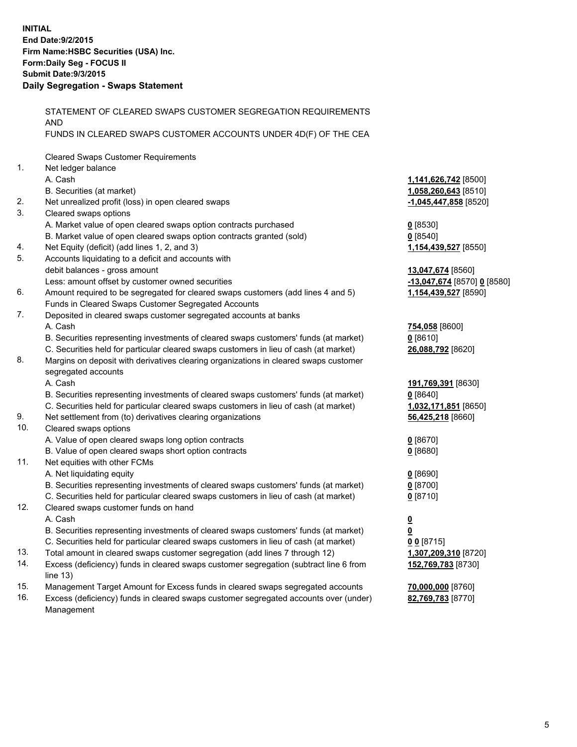**INITIAL**
**End Date:9/2/2015**
**Firm Name:HSBC Securities (USA) Inc.**
**Form:Daily Seg - FOCUS II**
**Submit Date:9/3/2015**
**Daily Segregation - Swaps Statement**

STATEMENT OF CLEARED SWAPS CUSTOMER SEGREGATION REQUIREMENTS AND FUNDS IN CLEARED SWAPS CUSTOMER ACCOUNTS UNDER 4D(F) OF THE CEA

| | | |
|---|---|---|
| | Cleared Swaps Customer Requirements | |
| 1. | Net ledger balance | |
| | A. Cash | 1,141,626,742 [8500] |
| | B. Securities (at market) | 1,058,260,643 [8510] |
| 2. | Net unrealized profit (loss) in open cleared swaps | -1,045,447,858 [8520] |
| 3. | Cleared swaps options | |
| | A. Market value of open cleared swaps option contracts purchased | 0 [8530] |
| | B. Market value of open cleared swaps option contracts granted (sold) | 0 [8540] |
| 4. | Net Equity (deficit) (add lines 1, 2, and 3) | 1,154,439,527 [8550] |
| 5. | Accounts liquidating to a deficit and accounts with debit balances - gross amount | 13,047,674 [8560] |
| | Less: amount offset by customer owned securities | -13,047,674 [8570] 0 [8580] |
| 6. | Amount required to be segregated for cleared swaps customers (add lines 4 and 5) | 1,154,439,527 [8590] |
| | Funds in Cleared Swaps Customer Segregated Accounts | |
| 7. | Deposited in cleared swaps customer segregated accounts at banks | |
| | A. Cash | 754,058 [8600] |
| | B. Securities representing investments of cleared swaps customers' funds (at market) | 0 [8610] |
| | C. Securities held for particular cleared swaps customers in lieu of cash (at market) | 26,088,792 [8620] |
| 8. | Margins on deposit with derivatives clearing organizations in cleared swaps customer segregated accounts | |
| | A. Cash | 191,769,391 [8630] |
| | B. Securities representing investments of cleared swaps customers' funds (at market) | 0 [8640] |
| | C. Securities held for particular cleared swaps customers in lieu of cash (at market) | 1,032,171,851 [8650] |
| 9. | Net settlement from (to) derivatives clearing organizations | 56,425,218 [8660] |
| 10. | Cleared swaps options | |
| | A. Value of open cleared swaps long option contracts | 0 [8670] |
| | B. Value of open cleared swaps short option contracts | 0 [8680] |
| 11. | Net equities with other FCMs | |
| | A. Net liquidating equity | 0 [8690] |
| | B. Securities representing investments of cleared swaps customers' funds (at market) | 0 [8700] |
| | C. Securities held for particular cleared swaps customers in lieu of cash (at market) | 0 [8710] |
| 12. | Cleared swaps customer funds on hand | |
| | A. Cash | 0 |
| | B. Securities representing investments of cleared swaps customers' funds (at market) | 0 |
| | C. Securities held for particular cleared swaps customers in lieu of cash (at market) | 0 0 [8715] |
| 13. | Total amount in cleared swaps customer segregation (add lines 7 through 12) | 1,307,209,310 [8720] |
| 14. | Excess (deficiency) funds in cleared swaps customer segregation (subtract line 6 from line 13) | 152,769,783 [8730] |
| 15. | Management Target Amount for Excess funds in cleared swaps segregated accounts | 70,000,000 [8760] |
| 16. | Excess (deficiency) funds in cleared swaps customer segregated accounts over (under) Management | 82,769,783 [8770] |